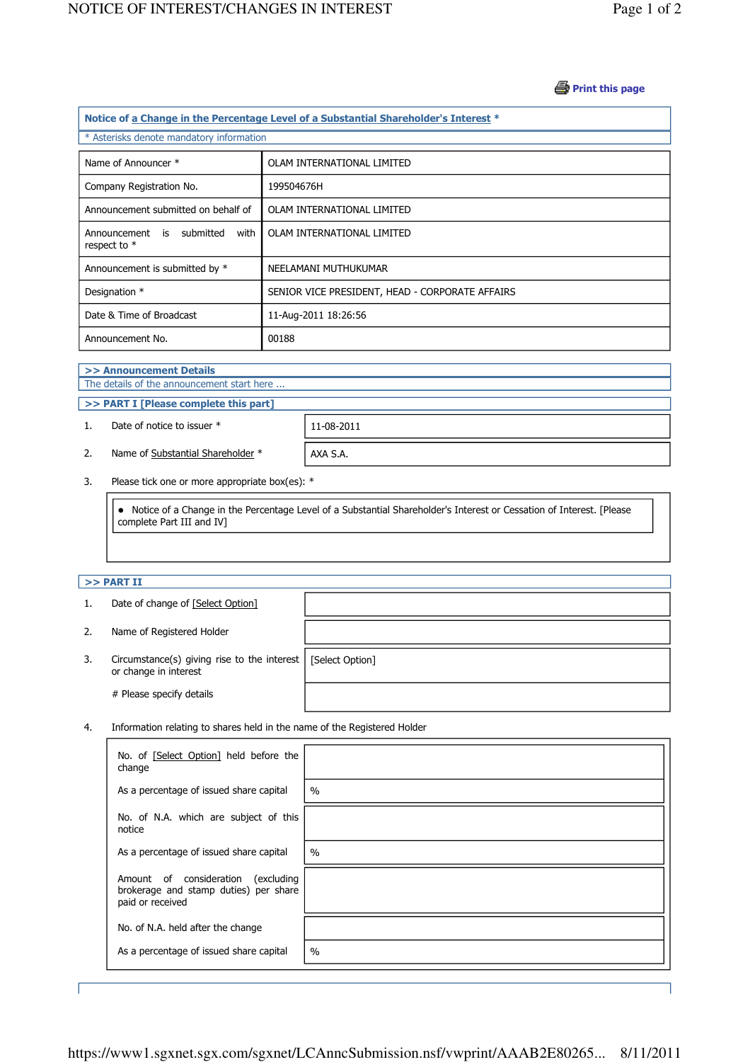Print this page

## Notice of a Change in the Percentage Level of a Substantial Shareholder's Interest *

* Asterisks denote mandatory information

| | |
|---|---|
| Name of Announcer * | OLAM INTERNATIONAL LIMITED |
| Company Registration No. | 199504676H |
| Announcement submitted on behalf of | OLAM INTERNATIONAL LIMITED |
| Announcement is submitted with respect to * | OLAM INTERNATIONAL LIMITED |
| Announcement is submitted by * | NEELAMANI MUTHUKUMAR |
| Designation * | SENIOR VICE PRESIDENT, HEAD - CORPORATE AFFAIRS |
| Date & Time of Broadcast | 11-Aug-2011 18:26:56 |
| Announcement No. | 00188 |

### >> Announcement Details

The details of the announcement start here ...

### >> PART I [Please complete this part]

| | | |
|---|---|---|
| 1. | Date of notice to issuer * | 11-08-2011 |
| 2. | Name of Substantial Shareholder * | AXA S.A. |

3. Please tick one or more appropriate box(es): *

- Notice of a Change in the Percentage Level of a Substantial Shareholder's Interest or Cessation of Interest. [Please complete Part III and IV]

### >> PART II

| | | |
|---|---|---|
| 1. | Date of change of [Select Option] | |
| 2. | Name of Registered Holder | |
| 3. | Circumstance(s) giving rise to the interest or change in interest | [Select Option] |
| | # Please specify details | |

4. Information relating to shares held in the name of the Registered Holder

| | |
|---|---|
| No. of [Select Option] held before the change | |
| As a percentage of issued share capital | % |
| No. of N.A. which are subject of this notice | |
| As a percentage of issued share capital | % |
| Amount of consideration (excluding brokerage and stamp duties) per share paid or received | |
| No. of N.A. held after the change | |
| As a percentage of issued share capital | % |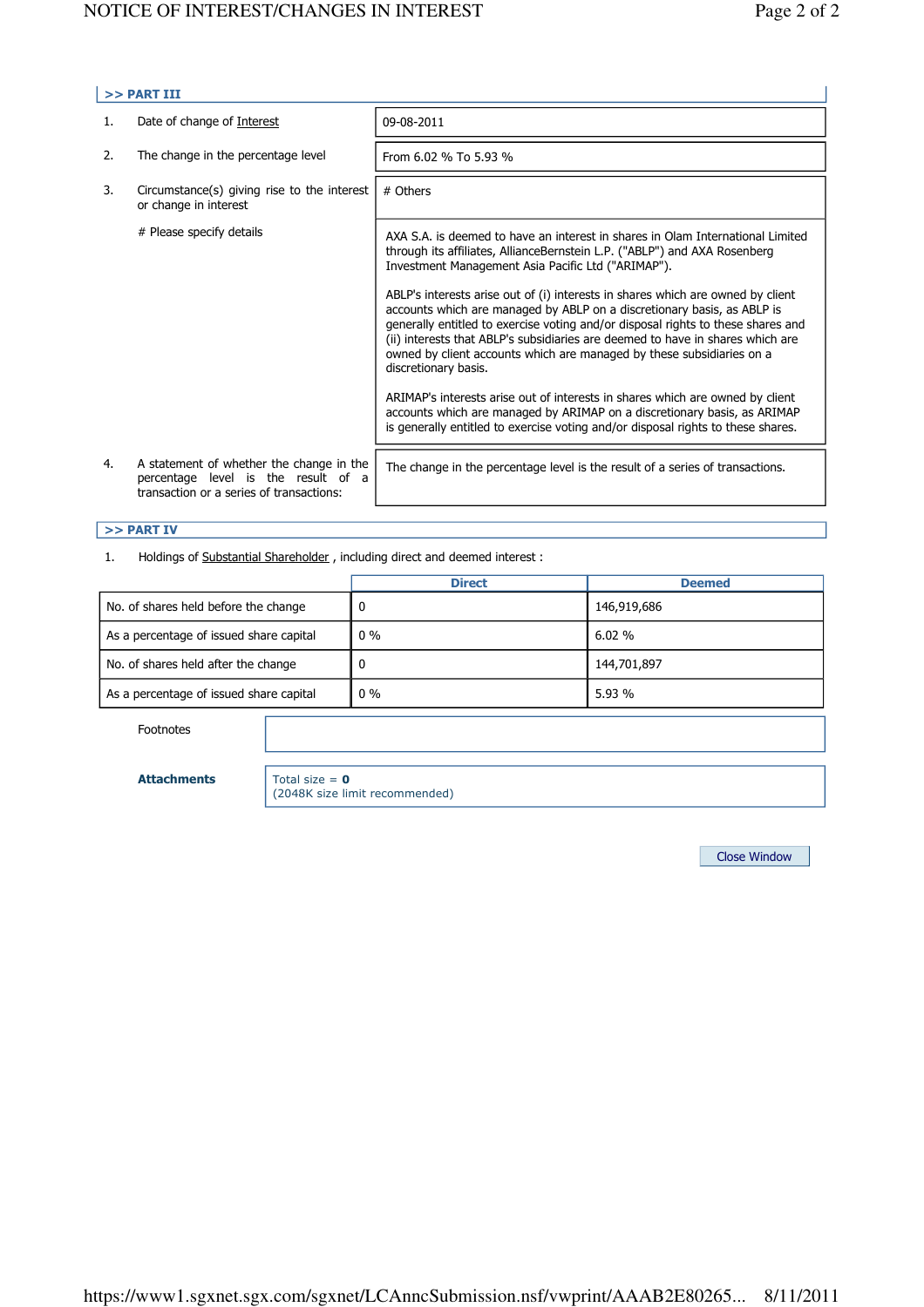## >> PART III

1. Date of change of Interest: 09-08-2011

2. The change in the percentage level: From 6.02 % To 5.93 %

3. Circumstance(s) giving rise to the interest or change in interest: # Others

   # Please specify details:

   AXA S.A. is deemed to have an interest in shares in Olam International Limited through its affiliates, AllianceBernstein L.P. ("ABLP") and AXA Rosenberg Investment Management Asia Pacific Ltd ("ARIMAP").

   ABLP's interests arise out of (i) interests in shares which are owned by client accounts which are managed by ABLP on a discretionary basis, as ABLP is generally entitled to exercise voting and/or disposal rights to these shares and (ii) interests that ABLP's subsidiaries are deemed to have in shares which are owned by client accounts which are managed by these subsidiaries on a discretionary basis.

   ARIMAP's interests arise out of interests in shares which are owned by client accounts which are managed by ARIMAP on a discretionary basis, as ARIMAP is generally entitled to exercise voting and/or disposal rights to these shares.

4. A statement of whether the change in the percentage level is the result of a transaction or a series of transactions: The change in the percentage level is the result of a series of transactions.

## >> PART IV

1. Holdings of Substantial Shareholder , including direct and deemed interest :

| | Direct | Deemed |
|---|---|---|
| No. of shares held before the change | 0 | 146,919,686 |
| As a percentage of issued share capital | 0 % | 6.02 % |
| No. of shares held after the change | 0 | 144,701,897 |
| As a percentage of issued share capital | 0 % | 5.93 % |

Footnotes

**Attachments**

Total size = **0**
(2048K size limit recommended)

Close Window